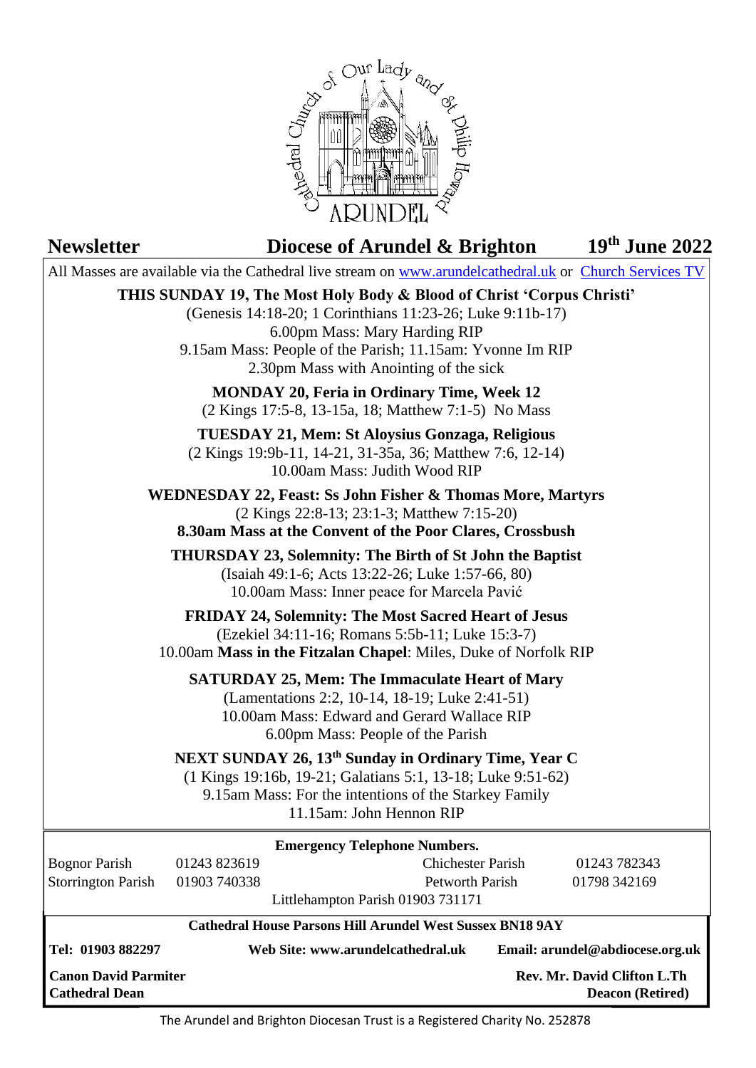Cathedral Church of Our Lady and St Philip Howard
ARUNDEL

**Newsletter** **Diocese of Arundel & Brighton** **19th June 2022**

All Masses are available via the Cathedral live stream on www.arundelcathedral.uk or Church Services TV

**THIS SUNDAY 19, The Most Holy Body & Blood of Christ 'Corpus Christi'**
(Genesis 14:18-20; 1 Corinthians 11:23-26; Luke 9:11b-17)
6.00pm Mass: Mary Harding RIP
9.15am Mass: People of the Parish; 11.15am: Yvonne Im RIP
2.30pm Mass with Anointing of the sick

**MONDAY 20, Feria in Ordinary Time, Week 12**
(2 Kings 17:5-8, 13-15a, 18; Matthew 7:1-5) No Mass

**TUESDAY 21, Mem: St Aloysius Gonzaga, Religious**
(2 Kings 19:9b-11, 14-21, 31-35a, 36; Matthew 7:6, 12-14)
10.00am Mass: Judith Wood RIP

**WEDNESDAY 22, Feast: Ss John Fisher & Thomas More, Martyrs**
(2 Kings 22:8-13; 23:1-3; Matthew 7:15-20)
**8.30am Mass at the Convent of the Poor Clares, Crossbush**

**THURSDAY 23, Solemnity: The Birth of St John the Baptist**
(Isaiah 49:1-6; Acts 13:22-26; Luke 1:57-66, 80)
10.00am Mass: Inner peace for Marcela Pavić

**FRIDAY 24, Solemnity: The Most Sacred Heart of Jesus**
(Ezekiel 34:11-16; Romans 5:5b-11; Luke 15:3-7)
10.00am **Mass in the Fitzalan Chapel**: Miles, Duke of Norfolk RIP

**SATURDAY 25, Mem: The Immaculate Heart of Mary**
(Lamentations 2:2, 10-14, 18-19; Luke 2:41-51)
10.00am Mass: Edward and Gerard Wallace RIP
6.00pm Mass: People of the Parish

**NEXT SUNDAY 26, 13th Sunday in Ordinary Time, Year C**
(1 Kings 19:16b, 19-21; Galatians 5:1, 13-18; Luke 9:51-62)
9.15am Mass: For the intentions of the Starkey Family
11.15am: John Hennon RIP

**Emergency Telephone Numbers.**

| | | | |
|---|---|---|---|
| Bognor Parish | 01243 823619 | Chichester Parish | 01243 782343 |
| Storrington Parish | 01903 740338 | Petworth Parish | 01798 342169 |

Littlehampton Parish 01903 731171

**Cathedral House Parsons Hill Arundel West Sussex BN18 9AY**

**Tel: 01903 882297** **Web Site: www.arundelcathedral.uk** **Email: arundel@abdiocese.org.uk**

**Canon David Parmiter**
**Cathedral Dean**

**Rev. Mr. David Clifton L.Th**
**Deacon (Retired)**

The Arundel and Brighton Diocesan Trust is a Registered Charity No. 252878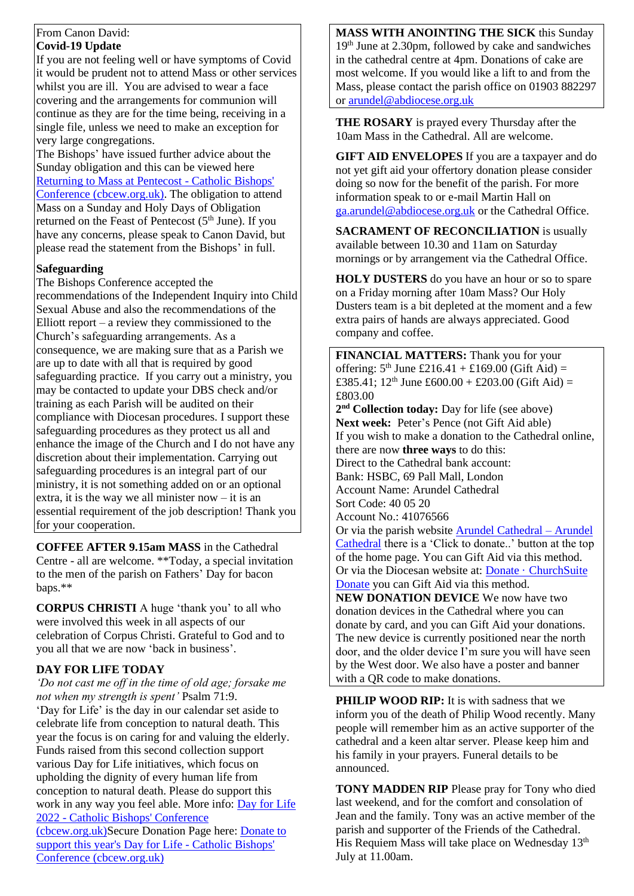From Canon David:

**Covid-19 Update**

If you are not feeling well or have symptoms of Covid it would be prudent not to attend Mass or other services whilst you are ill. You are advised to wear a face covering and the arrangements for communion will continue as they are for the time being, receiving in a single file, unless we need to make an exception for very large congregations.

The Bishops' have issued further advice about the Sunday obligation and this can be viewed here Returning to Mass at Pentecost - Catholic Bishops' Conference (cbcew.org.uk). The obligation to attend Mass on a Sunday and Holy Days of Obligation returned on the Feast of Pentecost (5th June). If you have any concerns, please speak to Canon David, but please read the statement from the Bishops' in full.

**Safeguarding**

The Bishops Conference accepted the recommendations of the Independent Inquiry into Child Sexual Abuse and also the recommendations of the Elliott report – a review they commissioned to the Church's safeguarding arrangements. As a consequence, we are making sure that as a Parish we are up to date with all that is required by good safeguarding practice. If you carry out a ministry, you may be contacted to update your DBS check and/or training as each Parish will be audited on their compliance with Diocesan procedures. I support these safeguarding procedures as they protect us all and enhance the image of the Church and I do not have any discretion about their implementation. Carrying out safeguarding procedures is an integral part of our ministry, it is not something added on or an optional extra, it is the way we all minister now – it is an essential requirement of the job description! Thank you for your cooperation.

**COFFEE AFTER 9.15am MASS** in the Cathedral Centre - all are welcome. **Today, a special invitation to the men of the parish on Fathers' Day for bacon baps.**

**CORPUS CHRISTI** A huge 'thank you' to all who were involved this week in all aspects of our celebration of Corpus Christi. Grateful to God and to you all that we are now 'back in business'.

**DAY FOR LIFE TODAY**

*'Do not cast me off in the time of old age; forsake me not when my strength is spent'* Psalm 71:9.

'Day for Life' is the day in our calendar set aside to celebrate life from conception to natural death. This year the focus is on caring for and valuing the elderly. Funds raised from this second collection support various Day for Life initiatives, which focus on upholding the dignity of every human life from conception to natural death. Please do support this work in any way you feel able. More info: Day for Life 2022 - Catholic Bishops' Conference (cbcew.org.uk)Secure Donation Page here: Donate to support this year's Day for Life - Catholic Bishops' Conference (cbcew.org.uk)

**MASS WITH ANOINTING THE SICK** this Sunday 19th June at 2.30pm, followed by cake and sandwiches in the cathedral centre at 4pm. Donations of cake are most welcome. If you would like a lift to and from the Mass, please contact the parish office on 01903 882297 or arundel@abdiocese.org.uk

**THE ROSARY** is prayed every Thursday after the 10am Mass in the Cathedral. All are welcome.

**GIFT AID ENVELOPES** If you are a taxpayer and do not yet gift aid your offertory donation please consider doing so now for the benefit of the parish. For more information speak to or e-mail Martin Hall on ga.arundel@abdiocese.org.uk or the Cathedral Office.

**SACRAMENT OF RECONCILIATION** is usually available between 10.30 and 11am on Saturday mornings or by arrangement via the Cathedral Office.

**HOLY DUSTERS** do you have an hour or so to spare on a Friday morning after 10am Mass? Our Holy Dusters team is a bit depleted at the moment and a few extra pairs of hands are always appreciated. Good company and coffee.

**FINANCIAL MATTERS:** Thank you for your offering: 5th June £216.41 + £169.00 (Gift Aid) = £385.41; 12th June £600.00 + £203.00 (Gift Aid) = £803.00

**2nd Collection today:** Day for life (see above)

**Next week:** Peter's Pence (not Gift Aid able)

If you wish to make a donation to the Cathedral online, there are now **three ways** to do this:

Direct to the Cathedral bank account:
Bank: HSBC, 69 Pall Mall, London
Account Name: Arundel Cathedral
Sort Code: 40 05 20
Account No.: 41076566

Or via the parish website Arundel Cathedral – Arundel Cathedral there is a 'Click to donate..' button at the top of the home page. You can Gift Aid via this method.

Or via the Diocesan website at: Donate · ChurchSuite Donate you can Gift Aid via this method.

**NEW DONATION DEVICE** We now have two donation devices in the Cathedral where you can donate by card, and you can Gift Aid your donations. The new device is currently positioned near the north door, and the older device I'm sure you will have seen by the West door. We also have a poster and banner with a QR code to make donations.

**PHILIP WOOD RIP:** It is with sadness that we inform you of the death of Philip Wood recently. Many people will remember him as an active supporter of the cathedral and a keen altar server. Please keep him and his family in your prayers. Funeral details to be announced.

**TONY MADDEN RIP** Please pray for Tony who died last weekend, and for the comfort and consolation of Jean and the family. Tony was an active member of the parish and supporter of the Friends of the Cathedral. His Requiem Mass will take place on Wednesday 13th July at 11.00am.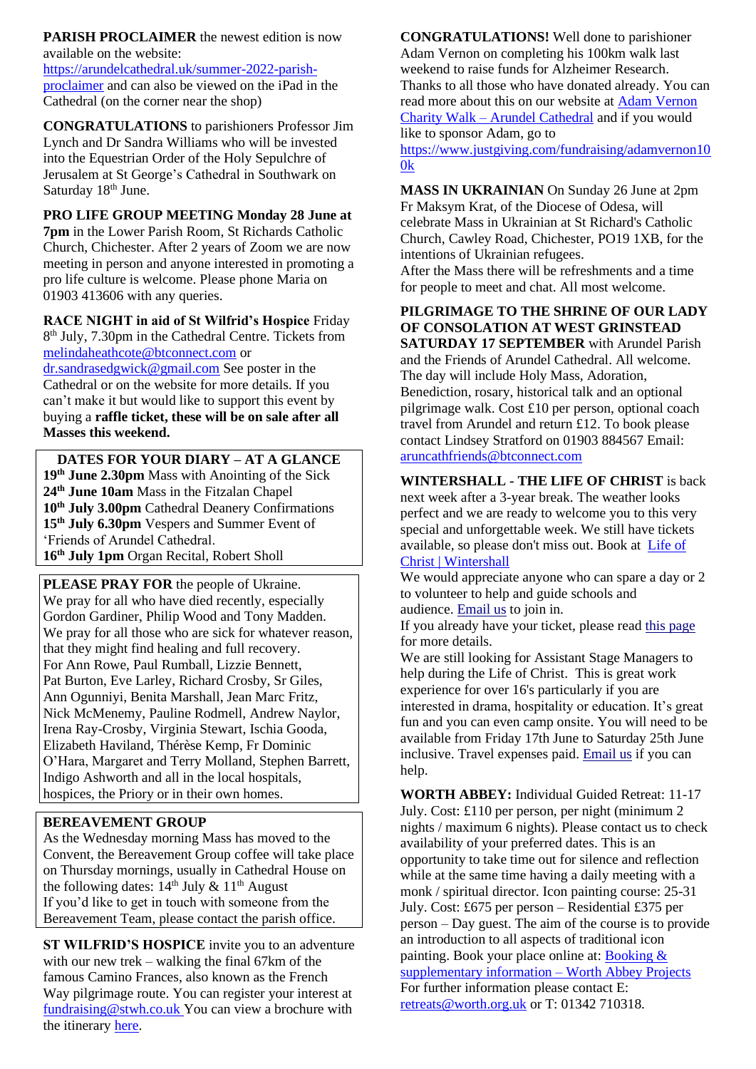**PARISH PROCLAIMER** the newest edition is now available on the website: https://arundelcathedral.uk/summer-2022-parish-proclaimer and can also be viewed on the iPad in the Cathedral (on the corner near the shop)

**CONGRATULATIONS** to parishioners Professor Jim Lynch and Dr Sandra Williams who will be invested into the Equestrian Order of the Holy Sepulchre of Jerusalem at St George's Cathedral in Southwark on Saturday 18th June.

**PRO LIFE GROUP MEETING Monday 28 June at 7pm** in the Lower Parish Room, St Richards Catholic Church, Chichester. After 2 years of Zoom we are now meeting in person and anyone interested in promoting a pro life culture is welcome. Please phone Maria on 01903 413606 with any queries.

**RACE NIGHT in aid of St Wilfrid's Hospice** Friday 8th July, 7.30pm in the Cathedral Centre. Tickets from melindaheathcote@btconnect.com or dr.sandrasedgwick@gmail.com See poster in the Cathedral or on the website for more details. If you can't make it but would like to support this event by buying a **raffle ticket, these will be on sale after all Masses this weekend.**

**DATES FOR YOUR DIARY – AT A GLANCE**

**19th June 2.30pm** Mass with Anointing of the Sick
**24th June 10am** Mass in the Fitzalan Chapel
**10th July 3.00pm** Cathedral Deanery Confirmations
**15th July 6.30pm** Vespers and Summer Event of 'Friends of Arundel Cathedral.
**16th July 1pm** Organ Recital, Robert Sholl

**PLEASE PRAY FOR** the people of Ukraine.
We pray for all who have died recently, especially Gordon Gardiner, Philip Wood and Tony Madden.
We pray for all those who are sick for whatever reason, that they might find healing and full recovery.
For Ann Rowe, Paul Rumball, Lizzie Bennett, Pat Burton, Eve Larley, Richard Crosby, Sr Giles, Ann Ogunniyi, Benita Marshall, Jean Marc Fritz, Nick McMenemy, Pauline Rodmell, Andrew Naylor, Irena Ray-Crosby, Virginia Stewart, Ischia Gooda, Elizabeth Haviland, Thérèse Kemp, Fr Dominic O'Hara, Margaret and Terry Molland, Stephen Barrett, Indigo Ashworth and all in the local hospitals, hospices, the Priory or in their own homes.

**BEREAVEMENT GROUP**

As the Wednesday morning Mass has moved to the Convent, the Bereavement Group coffee will take place on Thursday mornings, usually in Cathedral House on the following dates: 14th July & 11th August
If you'd like to get in touch with someone from the Bereavement Team, please contact the parish office.

**ST WILFRID'S HOSPICE** invite you to an adventure with our new trek – walking the final 67km of the famous Camino Frances, also known as the French Way pilgrimage route. You can register your interest at fundraising@stwh.co.uk You can view a brochure with the itinerary here.

**CONGRATULATIONS!** Well done to parishioner Adam Vernon on completing his 100km walk last weekend to raise funds for Alzheimer Research. Thanks to all those who have donated already. You can read more about this on our website at Adam Vernon Charity Walk – Arundel Cathedral and if you would like to sponsor Adam, go to https://www.justgiving.com/fundraising/adamvernon100k

**MASS IN UKRAINIAN** On Sunday 26 June at 2pm Fr Maksym Krat, of the Diocese of Odesa, will celebrate Mass in Ukrainian at St Richard's Catholic Church, Cawley Road, Chichester, PO19 1XB, for the intentions of Ukrainian refugees.
After the Mass there will be refreshments and a time for people to meet and chat. All most welcome.

**PILGRIMAGE TO THE SHRINE OF OUR LADY OF CONSOLATION AT WEST GRINSTEAD SATURDAY 17 SEPTEMBER** with Arundel Parish and the Friends of Arundel Cathedral. All welcome. The day will include Holy Mass, Adoration, Benediction, rosary, historical talk and an optional pilgrimage walk. Cost £10 per person, optional coach travel from Arundel and return £12. To book please contact Lindsey Stratford on 01903 884567 Email: aruncathfriends@btconnect.com

**WINTERSHALL - THE LIFE OF CHRIST** is back next week after a 3-year break. The weather looks perfect and we are ready to welcome you to this very special and unforgettable week. We still have tickets available, so please don't miss out. Book at Life of Christ | Wintershall
We would appreciate anyone who can spare a day or 2 to volunteer to help and guide schools and audience. Email us to join in.
If you already have your ticket, please read this page for more details.
We are still looking for Assistant Stage Managers to help during the Life of Christ. This is great work experience for over 16's particularly if you are interested in drama, hospitality or education. It's great fun and you can even camp onsite. You will need to be available from Friday 17th June to Saturday 25th June inclusive. Travel expenses paid. Email us if you can help.

**WORTH ABBEY:** Individual Guided Retreat: 11-17 July. Cost: £110 per person, per night (minimum 2 nights / maximum 6 nights). Please contact us to check availability of your preferred dates. This is an opportunity to take time out for silence and reflection while at the same time having a daily meeting with a monk / spiritual director. Icon painting course: 25-31 July. Cost: £675 per person – Residential £375 per person – Day guest. The aim of the course is to provide an introduction to all aspects of traditional icon painting. Book your place online at: Booking & supplementary information – Worth Abbey Projects
For further information please contact E: retreats@worth.org.uk or T: 01342 710318.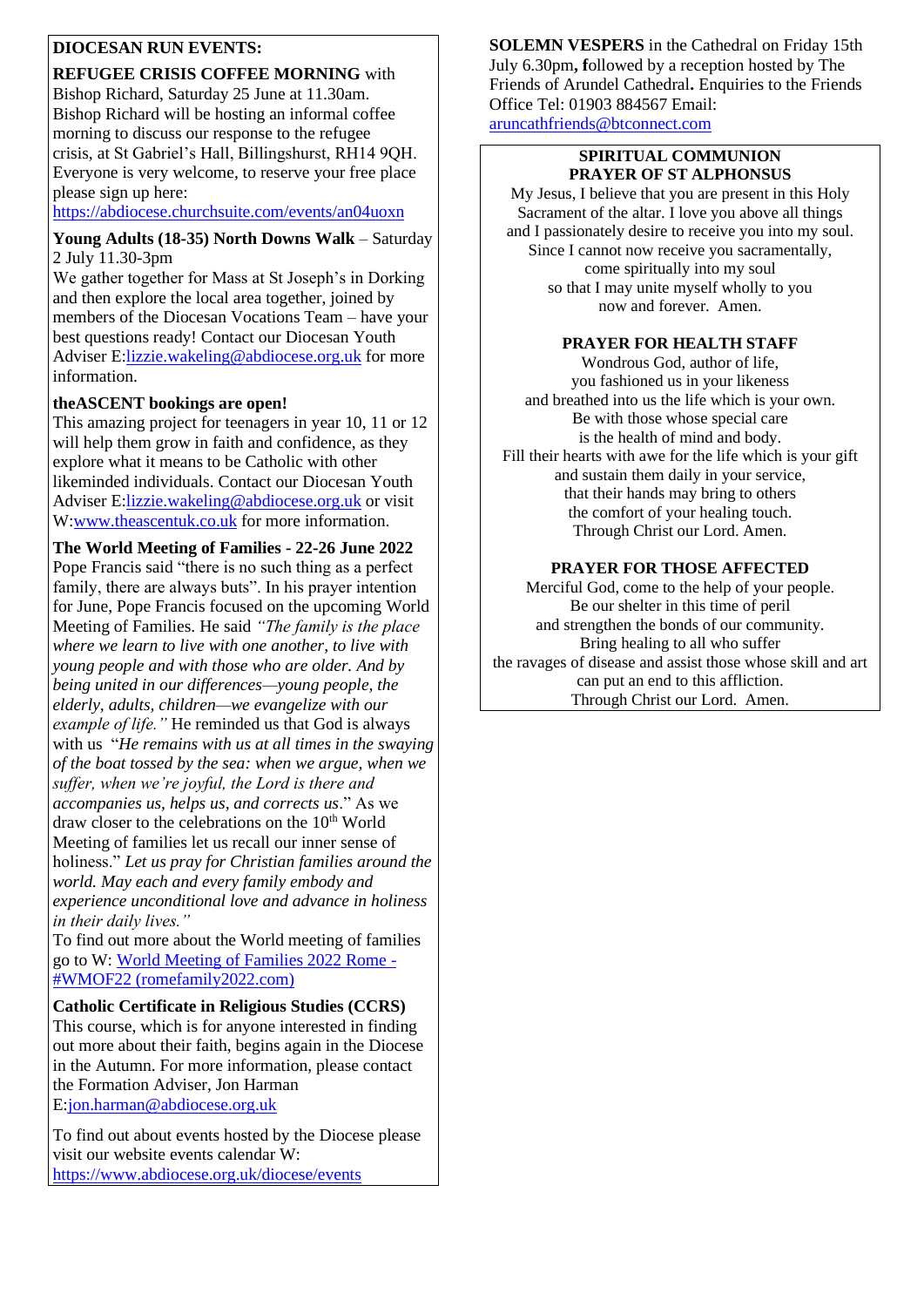**DIOCESAN RUN EVENTS:**

**REFUGEE CRISIS COFFEE MORNING** with Bishop Richard, Saturday 25 June at 11.30am. Bishop Richard will be hosting an informal coffee morning to discuss our response to the refugee crisis, at St Gabriel's Hall, Billingshurst, RH14 9QH. Everyone is very welcome, to reserve your free place please sign up here: https://abdiocese.churchsuite.com/events/an04uoxn

**Young Adults (18-35) North Downs Walk** – Saturday 2 July 11.30-3pm

We gather together for Mass at St Joseph's in Dorking and then explore the local area together, joined by members of the Diocesan Vocations Team – have your best questions ready! Contact our Diocesan Youth Adviser E:lizzie.wakeling@abdiocese.org.uk for more information.

**theASCENT bookings are open!**

This amazing project for teenagers in year 10, 11 or 12 will help them grow in faith and confidence, as they explore what it means to be Catholic with other likeminded individuals. Contact our Diocesan Youth Adviser E:lizzie.wakeling@abdiocese.org.uk or visit W:www.theascentuk.co.uk for more information.

**The World Meeting of Families - 22-26 June 2022**

Pope Francis said "there is no such thing as a perfect family, there are always buts". In his prayer intention for June, Pope Francis focused on the upcoming World Meeting of Families. He said *"The family is the place where we learn to live with one another, to live with young people and with those who are older. And by being united in our differences—young people, the elderly, adults, children—we evangelize with our example of life."* He reminded us that God is always with us "*He remains with us at all times in the swaying of the boat tossed by the sea: when we argue, when we suffer, when we're joyful, the Lord is there and accompanies us, helps us, and corrects us*." As we draw closer to the celebrations on the 10th World Meeting of families let us recall our inner sense of holiness." *Let us pray for Christian families around the world. May each and every family embody and experience unconditional love and advance in holiness in their daily lives."*

To find out more about the World meeting of families go to W: World Meeting of Families 2022 Rome - #WMOF22 (romefamily2022.com)

**Catholic Certificate in Religious Studies (CCRS)**

This course, which is for anyone interested in finding out more about their faith, begins again in the Diocese in the Autumn. For more information, please contact the Formation Adviser, Jon Harman E:jon.harman@abdiocese.org.uk

To find out about events hosted by the Diocese please visit our website events calendar W: https://www.abdiocese.org.uk/diocese/events

**SOLEMN VESPERS** in the Cathedral on Friday 15th July 6.30pm**, f**ollowed by a reception hosted by The Friends of Arundel Cathedral**.** Enquiries to the Friends Office Tel: 01903 884567 Email: aruncathfriends@btconnect.com

**SPIRITUAL COMMUNION**
**PRAYER OF ST ALPHONSUS**

My Jesus, I believe that you are present in this Holy Sacrament of the altar. I love you above all things and I passionately desire to receive you into my soul. Since I cannot now receive you sacramentally,
come spiritually into my soul
so that I may unite myself wholly to you
now and forever. Amen.

**PRAYER FOR HEALTH STAFF**

Wondrous God, author of life,
you fashioned us in your likeness
and breathed into us the life which is your own.
Be with those whose special care
is the health of mind and body.
Fill their hearts with awe for the life which is your gift
and sustain them daily in your service,
that their hands may bring to others
the comfort of your healing touch.
Through Christ our Lord. Amen.

**PRAYER FOR THOSE AFFECTED**

Merciful God, come to the help of your people.
Be our shelter in this time of peril
and strengthen the bonds of our community.
Bring healing to all who suffer
the ravages of disease and assist those whose skill and art
can put an end to this affliction.
Through Christ our Lord. Amen.